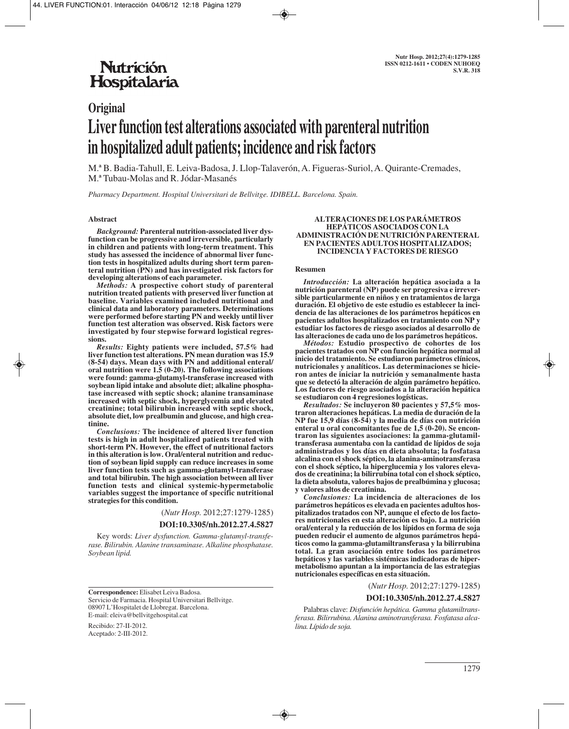**Nutrición Hospitalaria**

## Original

# Liver function test alterations associated with parenteral nutrition in hospitalized adult patients; incidence and risk factors

M.ª B. Badia-Tahull, E. Leiva-Badosa, J. Llop-Talaverón, A. Figueras-Suriol, A. Quirante-Cremades, M.ª Tubau-Molas and R. Jódar-Masanés

*Pharmacy Department. Hospital Universitari de Bellvitge. IDIBELL. Barcelona. Spain.*

### Abstract

***Background:*** **Parenteral nutrition-associated liver dysfunction can be progressive and irreversible, particularly in children and patients with long-term treatment. This study has assessed the incidence of abnormal liver function tests in hospitalized adults during short term parenteral nutrition (PN) and has investigated risk factors for developing alterations of each parameter.**

***Methods:*** **A prospective cohort study of parenteral nutrition treated patients with preserved liver function at baseline. Variables examined included nutritional and clinical data and laboratory parameters. Determinations were performed before starting PN and weekly until liver function test alteration was observed. Risk factors were investigated by four stepwise forward logistical regressions.**

***Results:*** **Eighty patients were included, 57.5% had liver function test alterations. PN mean duration was 15.9 (8-54) days. Mean days with PN and additional enteral/oral nutrition were 1.5 (0-20). The following associations were found: gamma-glutamyl-transferase increased with soybean lipid intake and absolute diet; alkaline phosphatase increased with septic shock; alanine transaminase increased with septic shock, hyperglycemia and elevated creatinine; total bilirubin increased with septic shock, absolute diet, low prealbumin and glucose, and high creatinine.**

***Conclusions:*** **The incidence of altered liver function tests is high in adult hospitalized patients treated with short-term PN. However, the effect of nutritional factors in this alteration is low. Oral/enteral nutrition and reduction of soybean lipid supply can reduce increases in some liver function tests such as gamma-glutamyl-transferase and total bilirubin. The high association between all liver function tests and clinical systemic-hypermetabolic variables suggest the importance of specific nutritional strategies for this condition.**

(*Nutr Hosp.* 2012;27:1279-1285)

**DOI:10.3305/nh.2012.27.4.5827**

Key words: *Liver dysfunction. Gamma-glutamyl-transferase. Bilirubin. Alanine transaminase. Alkaline phosphatase. Soybean lipid.*

### ALTERACIONES DE LOS PARÁMETROS HEPÁTICOS ASOCIADOS CON LA ADMINISTRACIÓN DE NUTRICIÓN PARENTERAL EN PACIENTES ADULTOS HOSPITALIZADOS; INCIDENCIA Y FACTORES DE RIESGO

### Resumen

***Introducción:*** **La alteración hepática asociada a la nutrición parenteral (NP) puede ser progresiva e irreversible particularmente en niños y en tratamientos de larga duración. El objetivo de este estudio es establecer la incidencia de las alteraciones de los parámetros hepáticos en pacientes adultos hospitalizados en tratamiento con NP y estudiar los factores de riesgo asociados al desarrollo de las alteraciones de cada uno de los parámetros hepáticos.**

***Métodos:*** **Estudio prospectivo de cohortes de los pacientes tratados con NP con función hepática normal al inicio del tratamiento. Se estudiaron parámetros clínicos, nutricionales y analíticos. Las determinaciones se hicieron antes de iniciar la nutrición y semanalmente hasta que se detectó la alteración de algún parámetro hepático. Los factores de riesgo asociados a la alteración hepática se estudiaron con 4 regresiones logísticas.**

***Resultados:*** **Se incluyeron 80 pacientes y 57,5% mostraron alteraciones hepáticas. La media de duración de la NP fue 15,9 días (8-54) y la media de días con nutrición enteral u oral concomitantes fue de 1,5 (0-20). Se encontraron las siguientes asociaciones: la gamma-glutamiltransferasa aumentaba con la cantidad de lípidos de soja administrados y los días en dieta absoluta; la fosfatasa alcalina con el shock séptico, la alanina-aminotransferasa con el shock séptico, la hiperglucemia y los valores elevados de creatinina; la bilirrubina total con el shock séptico, la dieta absoluta, valores bajos de prealbúmina y glucosa; y valores altos de creatinina.**

***Conclusiones:*** **La incidencia de alteraciones de los parámetros hepáticos es elevada en pacientes adultos hospitalizados tratados con NP, aunque el efecto de los factores nutricionales en esta alteración es bajo. La nutrición oral/enteral y la reducción de los lípidos en forma de soja pueden reducir el aumento de algunos parámetros hepáticos como la gamma-glutamiltransferasa y la bilirrubina total. La gran asociación entre todos los parámetros hepáticos y las variables sistémicas indicadoras de hipermetabolismo apuntan a la importancia de las estrategias nutricionales específicas en esta situación.**

(*Nutr Hosp.* 2012;27:1279-1285)

**DOI:10.3305/nh.2012.27.4.5827**

Palabras clave: *Disfunción hepática. Gamma glutamiltransferasa. Bilirrubina. Alanina aminotransferasa. Fosfatasa alcalina. Lípido de soja.*

---

**Correspondence:** Elisabet Leiva Badosa.
Servicio de Farmacia. Hospital Universitari Bellvitge.
08907 L'Hospitalet de Llobregat. Barcelona.
E-mail: eleiva@bellvitgehospital.cat

Recibido: 27-II-2012.
Aceptado: 2-III-2012.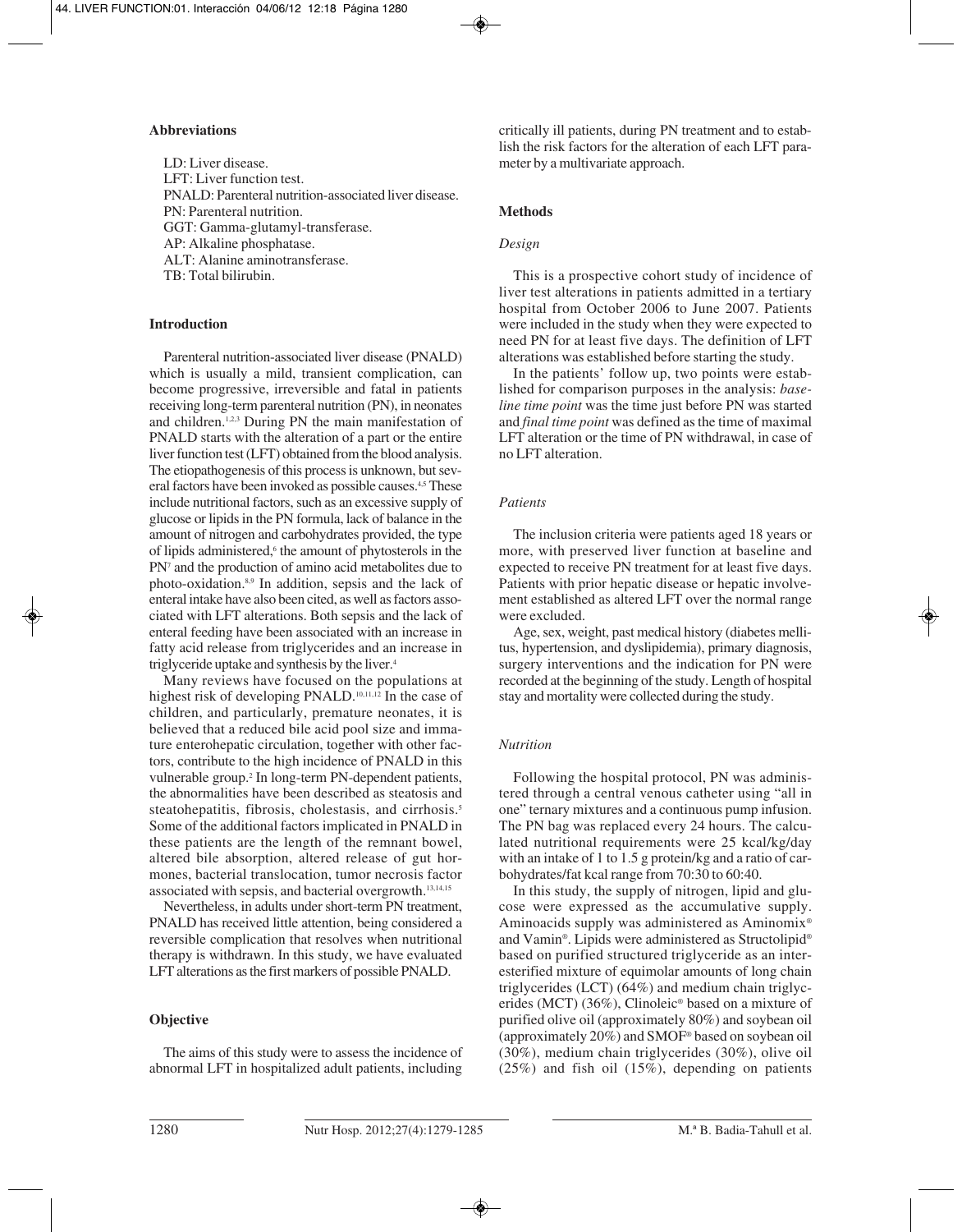## Abbreviations

LD: Liver disease.
LFT: Liver function test.
PNALD: Parenteral nutrition-associated liver disease.
PN: Parenteral nutrition.
GGT: Gamma-glutamyl-transferase.
AP: Alkaline phosphatase.
ALT: Alanine aminotransferase.
TB: Total bilirubin.

## Introduction

Parenteral nutrition-associated liver disease (PNALD) which is usually a mild, transient complication, can become progressive, irreversible and fatal in patients receiving long-term parenteral nutrition (PN), in neonates and children.[1,2,3] During PN the main manifestation of PNALD starts with the alteration of a part or the entire liver function test (LFT) obtained from the blood analysis. The etiopathogenesis of this process is unknown, but several factors have been invoked as possible causes.[4,5] These include nutritional factors, such as an excessive supply of glucose or lipids in the PN formula, lack of balance in the amount of nitrogen and carbohydrates provided, the type of lipids administered,[6] the amount of phytosterols in the PN[7] and the production of amino acid metabolites due to photo-oxidation.[8,9] In addition, sepsis and the lack of enteral intake have also been cited, as well as factors associated with LFT alterations. Both sepsis and the lack of enteral feeding have been associated with an increase in fatty acid release from triglycerides and an increase in triglyceride uptake and synthesis by the liver.[4]

Many reviews have focused on the populations at highest risk of developing PNALD.[10,11,12] In the case of children, and particularly, premature neonates, it is believed that a reduced bile acid pool size and immature enterohepatic circulation, together with other factors, contribute to the high incidence of PNALD in this vulnerable group.[2] In long-term PN-dependent patients, the abnormalities have been described as steatosis and steatohepatitis, fibrosis, cholestasis, and cirrhosis.[5] Some of the additional factors implicated in PNALD in these patients are the length of the remnant bowel, altered bile absorption, altered release of gut hormones, bacterial translocation, tumor necrosis factor associated with sepsis, and bacterial overgrowth.[13,14,15]

Nevertheless, in adults under short-term PN treatment, PNALD has received little attention, being considered a reversible complication that resolves when nutritional therapy is withdrawn. In this study, we have evaluated LFT alterations as the first markers of possible PNALD.

## Objective

The aims of this study were to assess the incidence of abnormal LFT in hospitalized adult patients, including critically ill patients, during PN treatment and to establish the risk factors for the alteration of each LFT parameter by a multivariate approach.

## Methods

### *Design*

This is a prospective cohort study of incidence of liver test alterations in patients admitted in a tertiary hospital from October 2006 to June 2007. Patients were included in the study when they were expected to need PN for at least five days. The definition of LFT alterations was established before starting the study.

In the patients' follow up, two points were established for comparison purposes in the analysis: *baseline time point* was the time just before PN was started and *final time point* was defined as the time of maximal LFT alteration or the time of PN withdrawal, in case of no LFT alteration.

### *Patients*

The inclusion criteria were patients aged 18 years or more, with preserved liver function at baseline and expected to receive PN treatment for at least five days. Patients with prior hepatic disease or hepatic involvement established as altered LFT over the normal range were excluded.

Age, sex, weight, past medical history (diabetes mellitus, hypertension, and dyslipidemia), primary diagnosis, surgery interventions and the indication for PN were recorded at the beginning of the study. Length of hospital stay and mortality were collected during the study.

### *Nutrition*

Following the hospital protocol, PN was administered through a central venous catheter using "all in one" ternary mixtures and a continuous pump infusion. The PN bag was replaced every 24 hours. The calculated nutritional requirements were 25 kcal/kg/day with an intake of 1 to 1.5 g protein/kg and a ratio of carbohydrates/fat kcal range from 70:30 to 60:40.

In this study, the supply of nitrogen, lipid and glucose were expressed as the accumulative supply. Aminoacids supply was administered as Aminomix® and Vamin®. Lipids were administered as Structolipid® based on purified structured triglyceride as an interesterified mixture of equimolar amounts of long chain triglycerides (LCT) (64%) and medium chain triglycerides (MCT) (36%), Clinoleic® based on a mixture of purified olive oil (approximately 80%) and soybean oil (approximately 20%) and SMOF® based on soybean oil (30%), medium chain triglycerides (30%), olive oil (25%) and fish oil (15%), depending on patients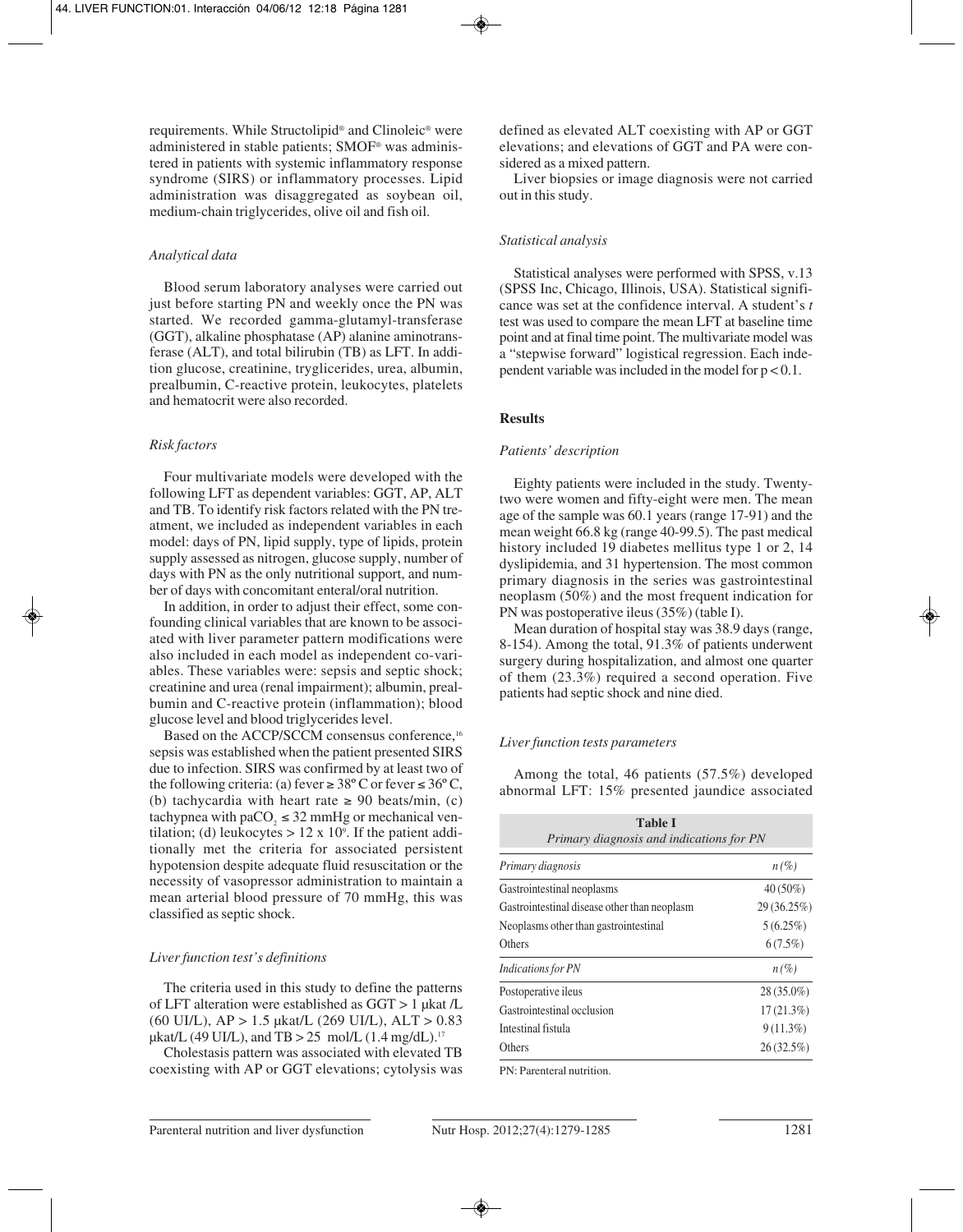requirements. While Structolipid® and Clinoleic® were administered in stable patients; SMOF® was administered in patients with systemic inflammatory response syndrome (SIRS) or inflammatory processes. Lipid administration was disaggregated as soybean oil, medium-chain triglycerides, olive oil and fish oil.

### *Analytical data*

Blood serum laboratory analyses were carried out just before starting PN and weekly once the PN was started. We recorded gamma-glutamyl-transferase (GGT), alkaline phosphatase (AP) alanine aminotransferase (ALT), and total bilirubin (TB) as LFT. In addition glucose, creatinine, tryglicerides, urea, albumin, prealbumin, C-reactive protein, leukocytes, platelets and hematocrit were also recorded.

### *Risk factors*

Four multivariate models were developed with the following LFT as dependent variables: GGT, AP, ALT and TB. To identify risk factors related with the PN treatment, we included as independent variables in each model: days of PN, lipid supply, type of lipids, protein supply assessed as nitrogen, glucose supply, number of days with PN as the only nutritional support, and number of days with concomitant enteral/oral nutrition.

In addition, in order to adjust their effect, some confounding clinical variables that are known to be associated with liver parameter pattern modifications were also included in each model as independent co-variables. These variables were: sepsis and septic shock; creatinine and urea (renal impairment); albumin, prealbumin and C-reactive protein (inflammation); blood glucose level and blood triglycerides level.

Based on the ACCP/SCCM consensus conference,[16] sepsis was established when the patient presented SIRS due to infection. SIRS was confirmed by at least two of the following criteria: (a) fever ≥ 38º C or fever ≤ 36º C, (b) tachycardia with heart rate ≥ 90 beats/min, (c) tachypnea with $paCO_2$ ≤ 32 mmHg or mechanical ventilation; (d) leukocytes > 12 x $10^9$. If the patient additionally met the criteria for associated persistent hypotension despite adequate fluid resuscitation or the necessity of vasopressor administration to maintain a mean arterial blood pressure of 70 mmHg, this was classified as septic shock.

### *Liver function test's definitions*

The criteria used in this study to define the patterns of LFT alteration were established as GGT > 1 µkat /L (60 UI/L), AP > 1.5 µkat/L (269 UI/L), ALT > 0.83 µkat/L (49 UI/L), and TB > 25 mol/L (1.4 mg/dL).[17]

Cholestasis pattern was associated with elevated TB coexisting with AP or GGT elevations; cytolysis was defined as elevated ALT coexisting with AP or GGT elevations; and elevations of GGT and PA were considered as a mixed pattern.

Liver biopsies or image diagnosis were not carried out in this study.

### *Statistical analysis*

Statistical analyses were performed with SPSS, v.13 (SPSS Inc, Chicago, Illinois, USA). Statistical significance was set at the confidence interval. A student's *t* test was used to compare the mean LFT at baseline time point and at final time point. The multivariate model was a "stepwise forward" logistical regression. Each independent variable was included in the model for $p < 0.1$.

## Results

### *Patients' description*

Eighty patients were included in the study. Twenty-two were women and fifty-eight were men. The mean age of the sample was 60.1 years (range 17-91) and the mean weight 66.8 kg (range 40-99.5). The past medical history included 19 diabetes mellitus type 1 or 2, 14 dyslipidemia, and 31 hypertension. The most common primary diagnosis in the series was gastrointestinal neoplasm (50%) and the most frequent indication for PN was postoperative ileus (35%) (table I).

Mean duration of hospital stay was 38.9 days (range, 8-154). Among the total, 91.3% of patients underwent surgery during hospitalization, and almost one quarter of them (23.3%) required a second operation. Five patients had septic shock and nine died.

### *Liver function tests parameters*

Among the total, 46 patients (57.5%) developed abnormal LFT: 15% presented jaundice associated

**Table I**
*Primary diagnosis and indications for PN*

| *Primary diagnosis* | *n (%)* |
|---|---|
| Gastrointestinal neoplasms | 40 (50%) |
| Gastrointestinal disease other than neoplasm | 29 (36.25%) |
| Neoplasms other than gastrointestinal | 5 (6.25%) |
| Others | 6 (7.5%) |
| *Indications for PN* | *n (%)* |
| Postoperative ileus | 28 (35.0%) |
| Gastrointestinal occlusion | 17 (21.3%) |
| Intestinal fistula | 9 (11.3%) |
| Others | 26 (32.5%) |

PN: Parenteral nutrition.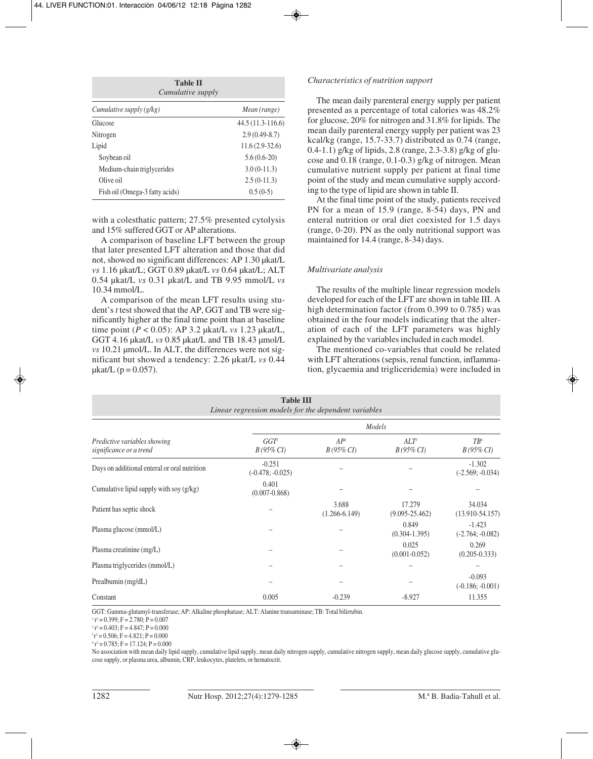**Table II**
*Cumulative supply*

| *Cumulative supply (g/kg)* | *Mean (range)* |
|---|---|
| Glucose | 44.5 (11.3-116.6) |
| Nitrogen | 2.9 (0.49-8.7) |
| Lipid | 11.6 (2.9-32.6) |
| Soybean oil | 5.6 (0.6-20) |
| Medium-chain triglycerides | 3.0 (0-11.3) |
| Olive oil | 2.5 (0-11.3) |
| Fish oil (Omega-3 fatty acids) | 0.5 (0-5) |

with a colesthatic pattern; 27.5% presented cytolysis and 15% suffered GGT or AP alterations.

A comparison of baseline LFT between the group that later presented LFT alteration and those that did not, showed no significant differences: AP 1.30 μkat/L *vs* 1.16 μkat/L; GGT 0.89 μkat/L *vs* 0.64 μkat/L; ALT 0.54 μkat/L *vs* 0.31 μkat/L and TB 9.95 mmol/L *vs* 10.34 mmol/L.

A comparison of the mean LFT results using student's *t* test showed that the AP, GGT and TB were significantly higher at the final time point than at baseline time point ($P < 0.05$): AP 3.2 μkat/L *vs* 1.23 μkat/L, GGT 4.16 μkat/L *vs* 0.85 μkat/L and TB 18.43 μmol/L *vs* 10.21 μmol/L. In ALT, the differences were not significant but showed a tendency: 2.26 μkat/L *vs* 0.44 μkat/L ($p = 0.057$).

### *Characteristics of nutrition support*

The mean daily parenteral energy supply per patient presented as a percentage of total calories was 48.2% for glucose, 20% for nitrogen and 31.8% for lipids. The mean daily parenteral energy supply per patient was 23 kcal/kg (range, 15.7-33.7) distributed as 0.74 (range, 0.4-1.1) g/kg of lipids, 2.8 (range, 2.3-3.8) g/kg of glucose and 0.18 (range, 0.1-0.3) g/kg of nitrogen. Mean cumulative nutrient supply per patient at final time point of the study and mean cumulative supply according to the type of lipid are shown in table II.

At the final time point of the study, patients received PN for a mean of 15.9 (range, 8-54) days, PN and enteral nutrition or oral diet coexisted for 1.5 days (range, 0-20). PN as the only nutritional support was maintained for 14.4 (range, 8-34) days.

### *Multivariate analysis*

The results of the multiple linear regression models developed for each of the LFT are shown in table III. A high determination factor (from 0.399 to 0.785) was obtained in the four models indicating that the alteration of each of the LFT parameters was highly explained by the variables included in each model.

The mentioned co-variables that could be related with LFT alterations (sepsis, renal function, inflammation, glycaemia and trigliceridemia) were included in

**Table III**
*Linear regression models for the dependent variables*

| *Predictive variables showing significance or a trend* | *Models* | | | |
|---|---|---|---|---|
| | *GGT*[1] *B (95% CI)* | *AP*[2] *B (95% CI)* | *ALT*[3] *B (95% CI)* | *TB*[4] *B (95% CI)* |
| Days on additional enteral or oral nutrition | -0.251 (-0.478; -0.025) | – | – | -1.302 (-2.569; -0.034) |
| Cumulative lipid supply with soy (g/kg) | 0.401 (0.007-0.868) | – | – | – |
| Patient has septic shock | – | 3.688 (1.266-6.149) | 17.279 (9.095-25.462) | 34.034 (13.910-54.157) |
| Plasma glucose (mmol/L) | – | – | 0.849 (0.304-1.395) | -1.423 (-2.764; -0.082) |
| Plasma creatinine (mg/L) | – | – | 0.025 (0.001-0.052) | 0.269 (0.205-0.333) |
| Plasma triglycerides (mmol/L) | – | – | – | – |
| Prealbumin (mg/dL) | – | – | – | -0.093 (-0.186; -0.001) |
| Constant | 0.005 | -0.239 | -8.927 | 11.355 |

GGT: Gamma-glutamyl-transferase; AP: Alkaline phosphatase; ALT: Alanine transaminase; TB: Total bilirrubin.
[1] $r^2 = 0.399$; $F = 2.780$; $P = 0.007$
[2] $r^2 = 0.403$; $F = 4.847$; $P = 0.000$
[3] $r^2 = 0.506$; $F = 4.821$; $P = 0.000$
[4] $r^2 = 0.785$; $F = 17.124$; $P = 0.000$
No association with mean daily lipid supply, cumulative lipid supply, mean daily nitrogen supply, cumulative nitrogen supply, mean daily glucose supply, cumulative glucose supply, or plasma urea, albumin, CRP, leukocytes, platelets, or hematocrit.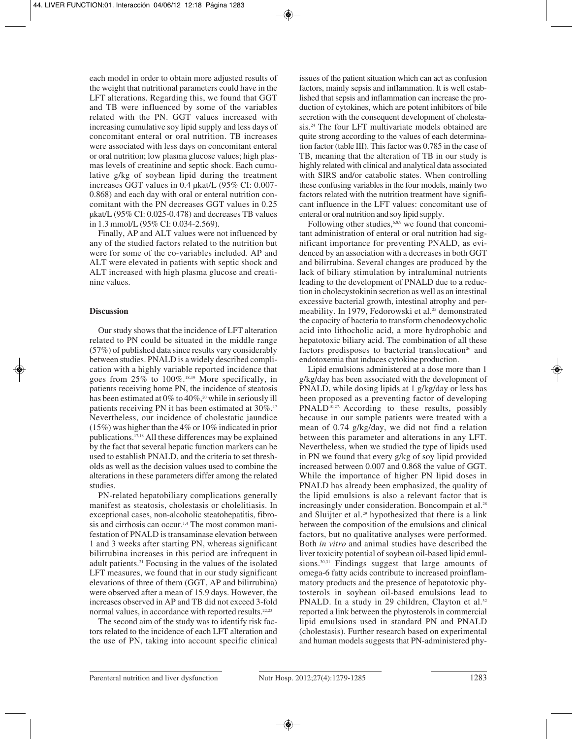each model in order to obtain more adjusted results of the weight that nutritional parameters could have in the LFT alterations. Regarding this, we found that GGT and TB were influenced by some of the variables related with the PN. GGT values increased with increasing cumulative soy lipid supply and less days of concomitant enteral or oral nutrition. TB increases were associated with less days on concomitant enteral or oral nutrition; low plasma glucose values; high plasmas levels of creatinine and septic shock. Each cumulative g/kg of soybean lipid during the treatment increases GGT values in 0.4 μkat/L (95% CI: 0.007-0.868) and each day with oral or enteral nutrition concomitant with the PN decreases GGT values in 0.25 μkat/L (95% CI: 0.025-0.478) and decreases TB values in 1.3 mmol/L (95% CI: 0.034-2.569).

Finally, AP and ALT values were not influenced by any of the studied factors related to the nutrition but were for some of the co-variables included. AP and ALT were elevated in patients with septic shock and ALT increased with high plasma glucose and creatinine values.

## Discussion

Our study shows that the incidence of LFT alteration related to PN could be situated in the middle range (57%) of published data since results vary considerably between studies. PNALD is a widely described complication with a highly variable reported incidence that goes from 25% to 100%.[18,19] More specifically, in patients receiving home PN, the incidence of steatosis has been estimated at 0% to 40%,[20] while in seriously ill patients receiving PN it has been estimated at 30%.[17] Nevertheless, our incidence of cholestatic jaundice (15%) was higher than the 4% or 10% indicated in prior publications.[17,18] All these differences may be explained by the fact that several hepatic function markers can be used to establish PNALD, and the criteria to set thresholds as well as the decision values used to combine the alterations in these parameters differ among the related studies.

PN-related hepatobiliary complications generally manifest as steatosis, cholestasis or cholelitiasis. In exceptional cases, non-alcoholic steatohepatitis, fibrosis and cirrhosis can occur.[1,4] The most common manifestation of PNALD is transaminase elevation between 1 and 3 weeks after starting PN, whereas significant bilirrubina increases in this period are infrequent in adult patients.[21] Focusing in the values of the isolated LFT measures, we found that in our study significant elevations of three of them (GGT, AP and bilirrubina) were observed after a mean of 15.9 days. However, the increases observed in AP and TB did not exceed 3-fold normal values, in accordance with reported results.[22,23]

The second aim of the study was to identify risk factors related to the incidence of each LFT alteration and the use of PN, taking into account specific clinical issues of the patient situation which can act as confusion factors, mainly sepsis and inflammation. It is well established that sepsis and inflammation can increase the production of cytokines, which are potent inhibitors of bile secretion with the consequent development of cholestasis.[24] The four LFT multivariate models obtained are quite strong according to the values of each determination factor (table III). This factor was 0.785 in the case of TB, meaning that the alteration of TB in our study is highly related with clinical and analytical data associated with SIRS and/or catabolic states. When controlling these confusing variables in the four models, mainly two factors related with the nutrition treatment have significant influence in the LFT values: concomitant use of enteral or oral nutrition and soy lipid supply.

Following other studies,[6,8,9] we found that concomitant administration of enteral or oral nutrition had significant importance for preventing PNALD, as evidenced by an association with a decreases in both GGT and bilirrubina. Several changes are produced by the lack of biliary stimulation by intraluminal nutrients leading to the development of PNALD due to a reduction in cholecystokinin secretion as well as an intestinal excessive bacterial growth, intestinal atrophy and permeability. In 1979, Fedorowski et al.[25] demonstrated the capacity of bacteria to transform chenodeoxycholic acid into lithocholic acid, a more hydrophobic and hepatotoxic biliary acid. The combination of all these factors predisposes to bacterial translocation[26] and endotoxemia that induces cytokine production.

Lipid emulsions administered at a dose more than 1 g/kg/day has been associated with the development of PNALD, while dosing lipids at 1 g/kg/day or less has been proposed as a preventing factor of developing PNALD[10,27]. According to these results, possibly because in our sample patients were treated with a mean of 0.74 g/kg/day, we did not find a relation between this parameter and alterations in any LFT. Nevertheless, when we studied the type of lipids used in PN we found that every g/kg of soy lipid provided increased between 0.007 and 0.868 the value of GGT. While the importance of higher PN lipid doses in PNALD has already been emphasized, the quality of the lipid emulsions is also a relevant factor that is increasingly under consideration. Boncompain et al.[28] and Sluijter et al.[29] hypothesized that there is a link between the composition of the emulsions and clinical factors, but no qualitative analyses were performed. Both *in vitro* and animal studies have described the liver toxicity potential of soybean oil-based lipid emulsions.[30,31] Findings suggest that large amounts of omega-6 fatty acids contribute to increased proinflammatory products and the presence of hepatotoxic phytosterols in soybean oil-based emulsions lead to PNALD. In a study in 29 children, Clayton et al.[32] reported a link between the phytosterols in commercial lipid emulsions used in standard PN and PNALD (cholestasis). Further research based on experimental and human models suggests that PN-administered phy-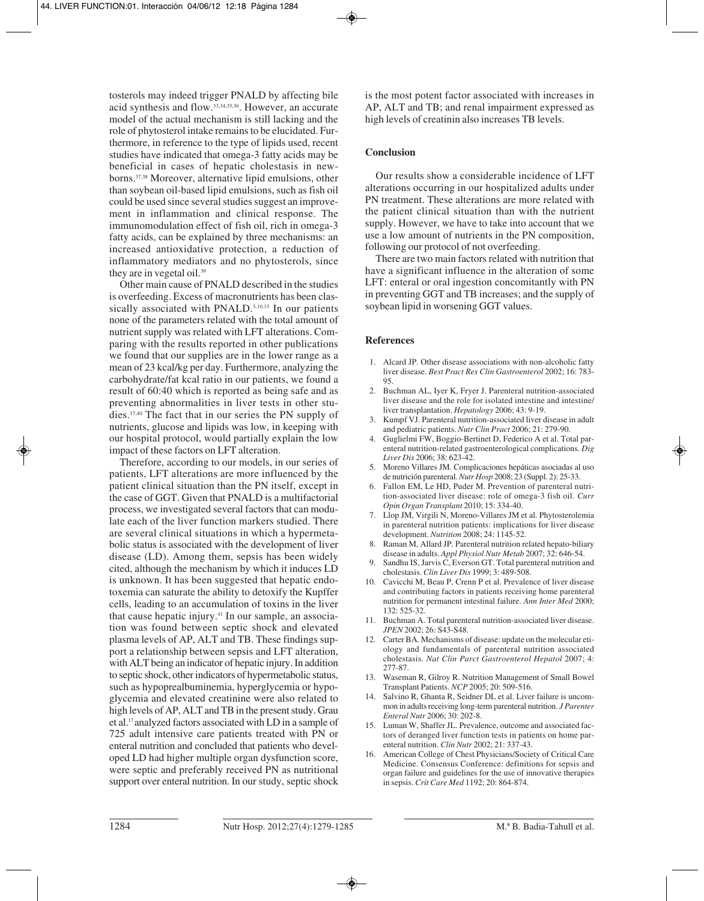tosterols may indeed trigger PNALD by affecting bile acid synthesis and flow.[33,34,35,36]. However, an accurate model of the actual mechanism is still lacking and the role of phytosterol intake remains to be elucidated. Furthermore, in reference to the type of lipids used, recent studies have indicated that omega-3 fatty acids may be beneficial in cases of hepatic cholestasis in newborns.[37,38] Moreover, alternative lipid emulsions, other than soybean oil-based lipid emulsions, such as fish oil could be used since several studies suggest an improvement in inflammation and clinical response. The immunomodulation effect of fish oil, rich in omega-3 fatty acids, can be explained by three mechanisms: an increased antioxidative protection, a reduction of inflammatory mediators and no phytosterols, since they are in vegetal oil.[39]

Other main cause of PNALD described in the studies is overfeeding. Excess of macronutrients has been classically associated with PNALD.[3,10,15] In our patients none of the parameters related with the total amount of nutrient supply was related with LFT alterations. Comparing with the results reported in other publications we found that our supplies are in the lower range as a mean of 23 kcal/kg per day. Furthermore, analyzing the carbohydrate/fat kcal ratio in our patients, we found a result of 60:40 which is reported as being safe and as preventing abnormalities in liver tests in other studies.[17,40] The fact that in our series the PN supply of nutrients, glucose and lipids was low, in keeping with our hospital protocol, would partially explain the low impact of these factors on LFT alteration.

Therefore, according to our models, in our series of patients, LFT alterations are more influenced by the patient clinical situation than the PN itself, except in the case of GGT. Given that PNALD is a multifactorial process, we investigated several factors that can modulate each of the liver function markers studied. There are several clinical situations in which a hypermetabolic status is associated with the development of liver disease (LD). Among them, sepsis has been widely cited, although the mechanism by which it induces LD is unknown. It has been suggested that hepatic endotoxemia can saturate the ability to detoxify the Kupffer cells, leading to an accumulation of toxins in the liver that cause hepatic injury.[41] In our sample, an association was found between septic shock and elevated plasma levels of AP, ALT and TB. These findings support a relationship between sepsis and LFT alteration, with ALT being an indicator of hepatic injury. In addition to septic shock, other indicators of hypermetabolic status, such as hypoprealbuminemia, hyperglycemia or hypoglycemia and elevated creatinine were also related to high levels of AP, ALT and TB in the present study. Grau et al.[17] analyzed factors associated with LD in a sample of 725 adult intensive care patients treated with PN or enteral nutrition and concluded that patients who developed LD had higher multiple organ dysfunction score, were septic and preferably received PN as nutritional support over enteral nutrition. In our study, septic shock is the most potent factor associated with increases in AP, ALT and TB; and renal impairment expressed as high levels of creatinin also increases TB levels.

## Conclusion

Our results show a considerable incidence of LFT alterations occurring in our hospitalized adults under PN treatment. These alterations are more related with the patient clinical situation than with the nutrient supply. However, we have to take into account that we use a low amount of nutrients in the PN composition, following our protocol of not overfeeding.

There are two main factors related with nutrition that have a significant influence in the alteration of some LFT: enteral or oral ingestion concomitantly with PN in preventing GGT and TB increases; and the supply of soybean lipid in worsening GGT values.

## References

1. Alcard JP. Other disease associations with non-alcoholic fatty liver disease. *Best Pract Res Clin Gastroenterol* 2002; 16: 783-95.
2. Buchman AL, Iyer K, Fryer J. Parenteral nutrition-associated liver disease and the role for isolated intestine and intestine/liver transplantation. *Hepatology* 2006; 43: 9-19.
3. Kumpf VJ. Parenteral nutrition-associated liver disease in adult and pediatric patients. *Nutr Clin Pract* 2006; 21: 279-90.
4. Guglielmi FW, Boggio-Bertinet D, Federico A et al. Total parenteral nutrition-related gastroenterological complications. *Dig Liver Dis* 2006; 38: 623-42.
5. Moreno Villares JM. Complicaciones hepáticas asociadas al uso de nutrición parenteral. *Nutr Hosp* 2008; 23 (Suppl. 2): 25-33.
6. Fallon EM, Le HD, Puder M. Prevention of parenteral nutrition-associated liver disease: role of omega-3 fish oil. *Curr Opin Organ Transplant* 2010; 15: 334-40.
7. Llop JM, Virgili N, Moreno-Villares JM et al. Phytosterolemia in parenteral nutrition patients: implications for liver disease development. *Nutrition* 2008; 24: 1145-52.
8. Raman M, Allard JP. Parenteral nutrition related hepato-biliary disease in adults. *Appl Physiol Nutr Metab* 2007; 32: 646-54.
9. Sandhu IS, Jarvis C, Everson GT. Total parenteral nutrition and cholestasis. *Clin Liver Dis* 1999; 3: 489-508.
10. Cavicchi M, Beau P, Crenn P et al. Prevalence of liver disease and contributing factors in patients receiving home parenteral nutrition for permanent intestinal failure. *Ann Inter Med* 2000; 132: 525-32.
11. Buchman A. Total parenteral nutrition-associated liver disease. *JPEN* 2002; 26: S43-S48.
12. Carter BA. Mechanisms of disease: update on the molecular etiology and fundamentals of parenteral nutrition associated cholestasis. *Nat Clin Parct Gastroenterol Hepatol* 2007; 4: 277-87.
13. Waseman R, Gilroy R. Nutrition Management of Small Bowel Transplant Patients. *NCP* 2005; 20: 509-516.
14. Salvino R, Ghanta R, Seidner DL et al. Liver failure is uncommon in adults receiving long-term parenteral nutrition. *J Parenter Enteral Nutr* 2006; 30: 202-8.
15. Luman W, Shaffer JL. Prevalence, outcome and associated factors of deranged liver function tests in patients on home parenteral nutrition. *Clin Nutr* 2002; 21: 337-43.
16. American College of Chest Physicians/Society of Critical Care Medicine. Consensus Conference: definitions for sepsis and organ failure and guidelines for the use of innovative therapies in sepsis. *Crit Care Med* 1192; 20: 864-874.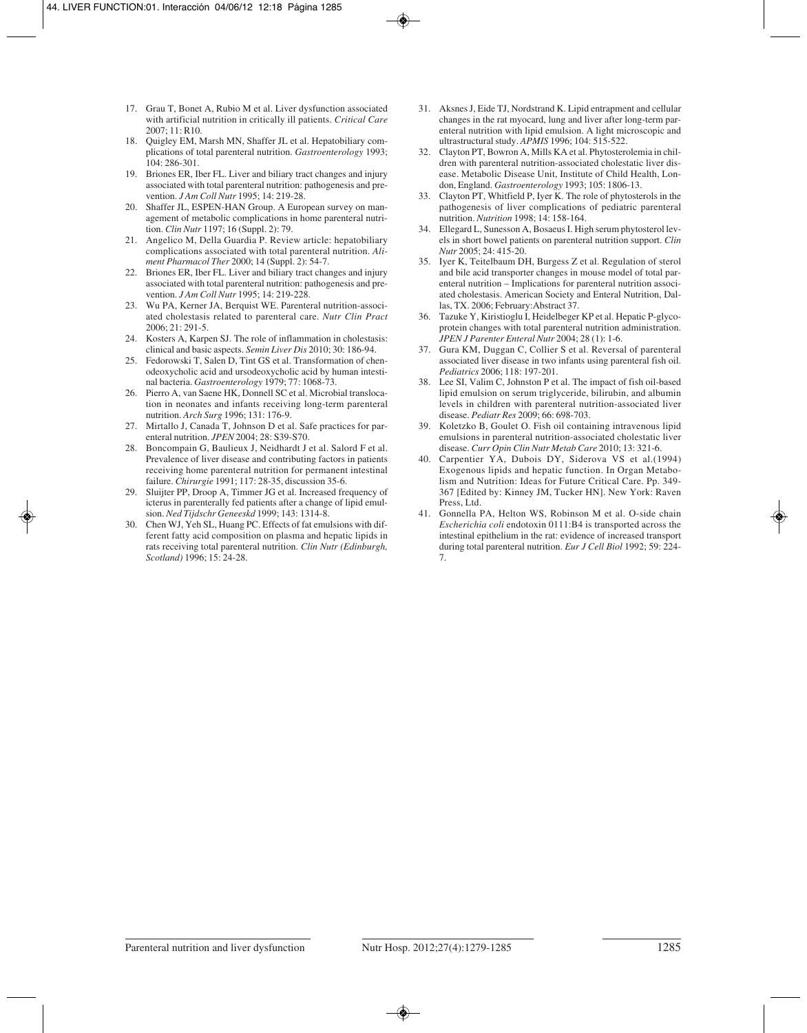17. Grau T, Bonet A, Rubio M et al. Liver dysfunction associated with artificial nutrition in critically ill patients. *Critical Care* 2007; 11: R10.
18. Quigley EM, Marsh MN, Shaffer JL et al. Hepatobiliary complications of total parenteral nutrition. *Gastroenterology* 1993; 104: 286-301.
19. Briones ER, Iber FL. Liver and biliary tract changes and injury associated with total parenteral nutrition: pathogenesis and prevention. *J Am Coll Nutr* 1995; 14: 219-28.
20. Shaffer JL, ESPEN-HAN Group. A European survey on management of metabolic complications in home parenteral nutrition. *Clin Nutr* 1197; 16 (Suppl. 2): 79.
21. Angelico M, Della Guardia P. Review article: hepatobiliary complications associated with total parenteral nutrition. *Aliment Pharmacol Ther* 2000; 14 (Suppl. 2): 54-7.
22. Briones ER, Iber FL. Liver and biliary tract changes and injury associated with total parenteral nutrition: pathogenesis and prevention. *J Am Coll Nutr* 1995; 14: 219-228.
23. Wu PA, Kerner JA, Berquist WE. Parenteral nutrition-associated cholestasis related to parenteral care. *Nutr Clin Pract* 2006; 21: 291-5.
24. Kosters A, Karpen SJ. The role of inflammation in cholestasis: clinical and basic aspects. *Semin Liver Dis* 2010; 30: 186-94.
25. Fedorowski T, Salen D, Tint GS et al. Transformation of chenodeoxycholic acid and ursodeoxycholic acid by human intestinal bacteria. *Gastroenterology* 1979; 77: 1068-73.
26. Pierro A, van Saene HK, Donnell SC et al. Microbial translocation in neonates and infants receiving long-term parenteral nutrition. *Arch Surg* 1996; 131: 176-9.
27. Mirtallo J, Canada T, Johnson D et al. Safe practices for parenteral nutrition. *JPEN* 2004; 28: S39-S70.
28. Boncompain G, Baulieux J, Neidhardt J et al. Salord F et al. Prevalence of liver disease and contributing factors in patients receiving home parenteral nutrition for permanent intestinal failure. *Chirurgie* 1991; 117: 28-35, discussion 35-6.
29. Sluijter PP, Droop A, Timmer JG et al. Increased frequency of icterus in parenterally fed patients after a change of lipid emulsion. *Ned Tijdschr Geneeskd* 1999; 143: 1314-8.
30. Chen WJ, Yeh SL, Huang PC. Effects of fat emulsions with different fatty acid composition on plasma and hepatic lipids in rats receiving total parenteral nutrition. *Clin Nutr (Edinburgh, Scotland)* 1996; 15: 24-28.
31. Aksnes J, Eide TJ, Nordstrand K. Lipid entrapment and cellular changes in the rat myocard, lung and liver after long-term parenteral nutrition with lipid emulsion. A light microscopic and ultrastructural study. *APMIS* 1996; 104: 515-522.
32. Clayton PT, Bowron A, Mills KA et al. Phytosterolemia in children with parenteral nutrition-associated cholestatic liver disease. Metabolic Disease Unit, Institute of Child Health, London, England. *Gastroenterology* 1993; 105: 1806-13.
33. Clayton PT, Whitfield P, Iyer K. The role of phytosterols in the pathogenesis of liver complications of pediatric parenteral nutrition. *Nutrition* 1998; 14: 158-164.
34. Ellegard L, Sunesson A, Bosaeus I. High serum phytosterol levels in short bowel patients on parenteral nutrition support. *Clin Nutr* 2005; 24: 415-20.
35. Iyer K, Teitelbaum DH, Burgess Z et al. Regulation of sterol and bile acid transporter changes in mouse model of total parenteral nutrition – Implications for parenteral nutrition associated cholestasis. American Society and Enteral Nutrition, Dallas, TX. 2006; February:Abstract 37.
36. Tazuke Y, Kiristioglu I, Heidelbeger KP et al. Hepatic P-glycoprotein changes with total parenteral nutrition administration. *JPEN J Parenter Enteral Nutr* 2004; 28 (1): 1-6.
37. Gura KM, Duggan C, Collier S et al. Reversal of parenteral associated liver disease in two infants using parenteral fish oil. *Pediatrics* 2006; 118: 197-201.
38. Lee SI, Valim C, Johnston P et al. The impact of fish oil-based lipid emulsion on serum triglyceride, bilirubin, and albumin levels in children with parenteral nutrition-associated liver disease. *Pediatr Res* 2009; 66: 698-703.
39. Koletzko B, Goulet O. Fish oil containing intravenous lipid emulsions in parenteral nutrition-associated cholestatic liver disease. *Curr Opin Clin Nutr Metab Care* 2010; 13: 321-6.
40. Carpentier YA, Dubois DY, Siderova VS et al.(1994) Exogenous lipids and hepatic function. In Organ Metabolism and Nutrition: Ideas for Future Critical Care. Pp. 349-367 [Edited by: Kinney JM, Tucker HN]. New York: Raven Press, Ltd.
41. Gonnella PA, Helton WS, Robinson M et al. O-side chain *Escherichia coli* endotoxin 0111:B4 is transported across the intestinal epithelium in the rat: evidence of increased transport during total parenteral nutrition. *Eur J Cell Biol* 1992; 59: 224-7.